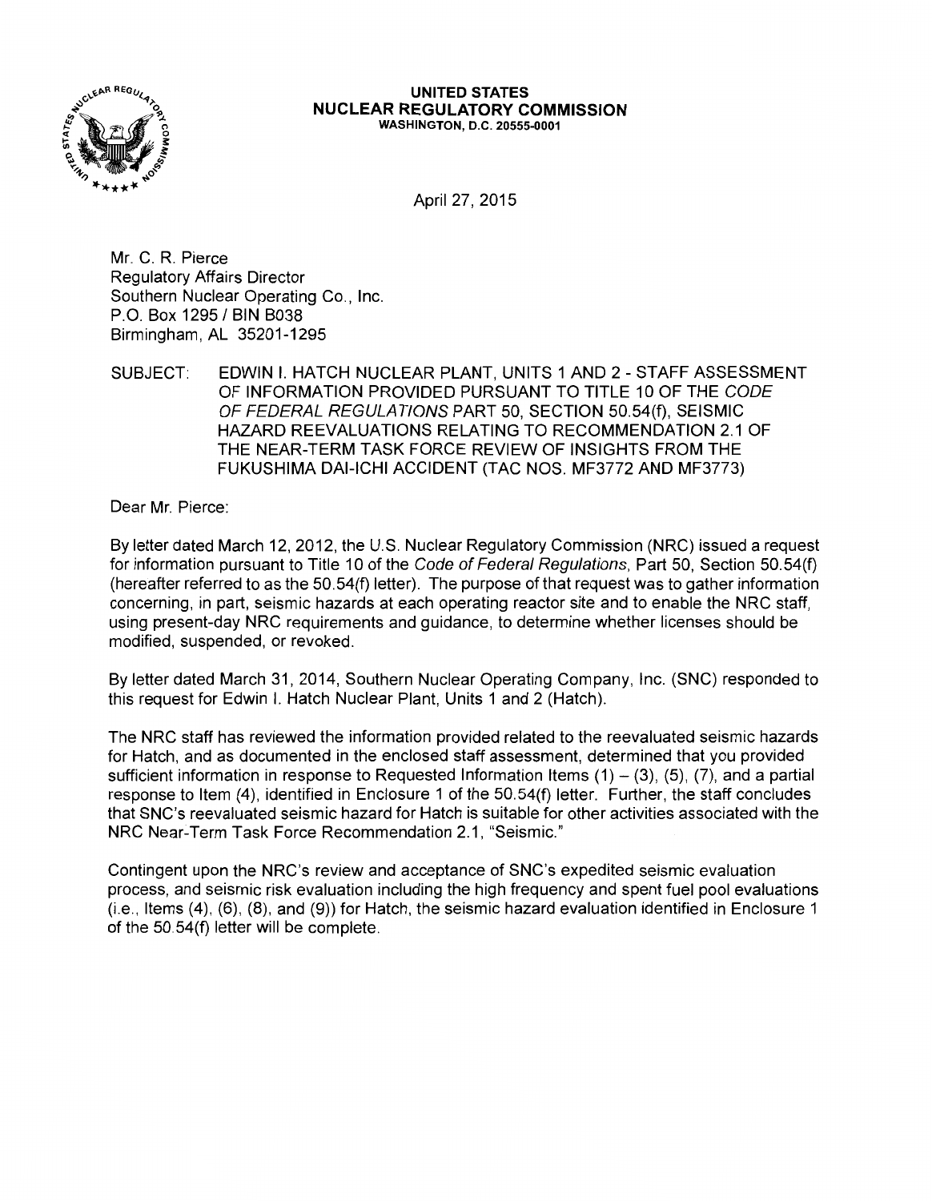**UNITED STATES**
**NUCLEAR REGULATORY COMMISSION**
**WASHINGTON, D.C. 20555-0001**

April 27, 2015

Mr. C. R. Pierce
Regulatory Affairs Director
Southern Nuclear Operating Co., Inc.
P.O. Box 1295 / BIN B038
Birmingham, AL 35201-1295

SUBJECT: EDWIN I. HATCH NUCLEAR PLANT, UNITS 1 AND 2 - STAFF ASSESSMENT OF INFORMATION PROVIDED PURSUANT TO TITLE 10 OF THE *CODE OF FEDERAL REGULATIONS* PART 50, SECTION 50.54(f), SEISMIC HAZARD REEVALUATIONS RELATING TO RECOMMENDATION 2.1 OF THE NEAR-TERM TASK FORCE REVIEW OF INSIGHTS FROM THE FUKUSHIMA DAI-ICHI ACCIDENT (TAC NOS. MF3772 AND MF3773)

Dear Mr. Pierce:

By letter dated March 12, 2012, the U.S. Nuclear Regulatory Commission (NRC) issued a request for information pursuant to Title 10 of the *Code of Federal Regulations*, Part 50, Section 50.54(f) (hereafter referred to as the 50.54(f) letter). The purpose of that request was to gather information concerning, in part, seismic hazards at each operating reactor site and to enable the NRC staff, using present-day NRC requirements and guidance, to determine whether licenses should be modified, suspended, or revoked.

By letter dated March 31, 2014, Southern Nuclear Operating Company, Inc. (SNC) responded to this request for Edwin I. Hatch Nuclear Plant, Units 1 and 2 (Hatch).

The NRC staff has reviewed the information provided related to the reevaluated seismic hazards for Hatch, and as documented in the enclosed staff assessment, determined that you provided sufficient information in response to Requested Information Items (1) – (3), (5), (7), and a partial response to Item (4), identified in Enclosure 1 of the 50.54(f) letter. Further, the staff concludes that SNC's reevaluated seismic hazard for Hatch is suitable for other activities associated with the NRC Near-Term Task Force Recommendation 2.1, "Seismic."

Contingent upon the NRC's review and acceptance of SNC's expedited seismic evaluation process, and seismic risk evaluation including the high frequency and spent fuel pool evaluations (i.e., Items (4), (6), (8), and (9)) for Hatch, the seismic hazard evaluation identified in Enclosure 1 of the 50.54(f) letter will be complete.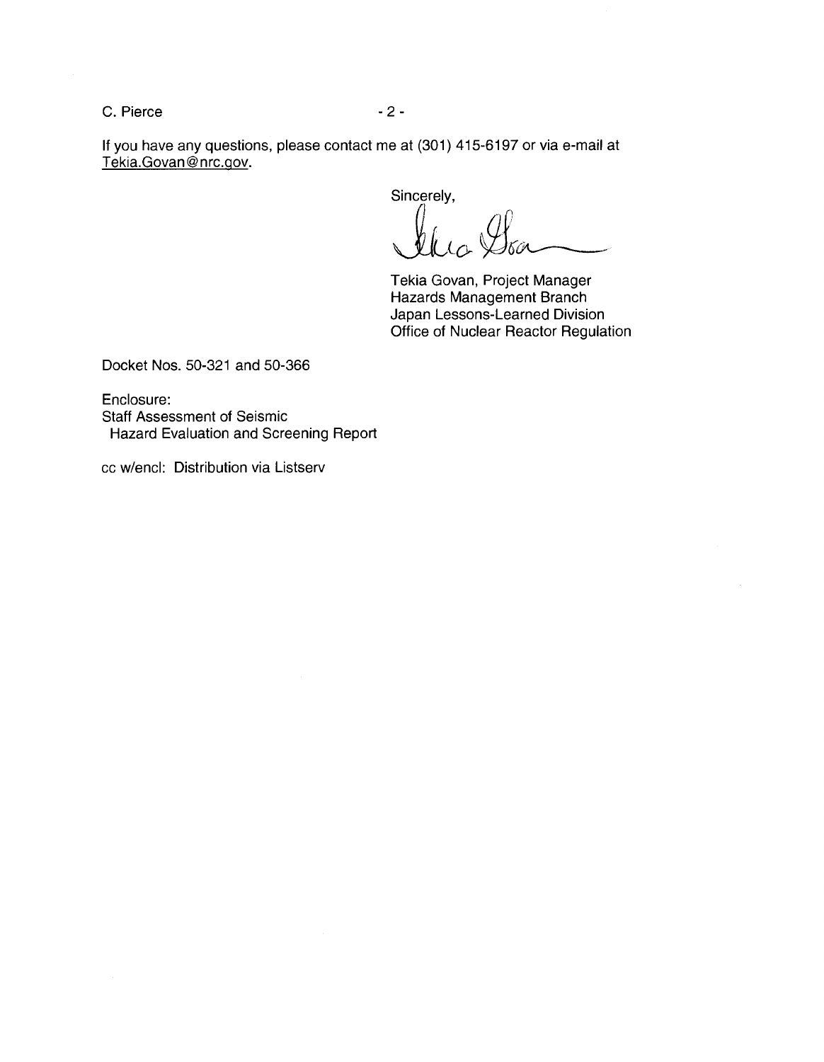If you have any questions, please contact me at (301) 415-6197 or via e-mail at Tekia.Govan@nrc.gov.

Sincerely,

Tekia Govan, Project Manager
Hazards Management Branch
Japan Lessons-Learned Division
Office of Nuclear Reactor Regulation

Docket Nos. 50-321 and 50-366

Enclosure:
Staff Assessment of Seismic
Hazard Evaluation and Screening Report

cc w/encl: Distribution via Listserv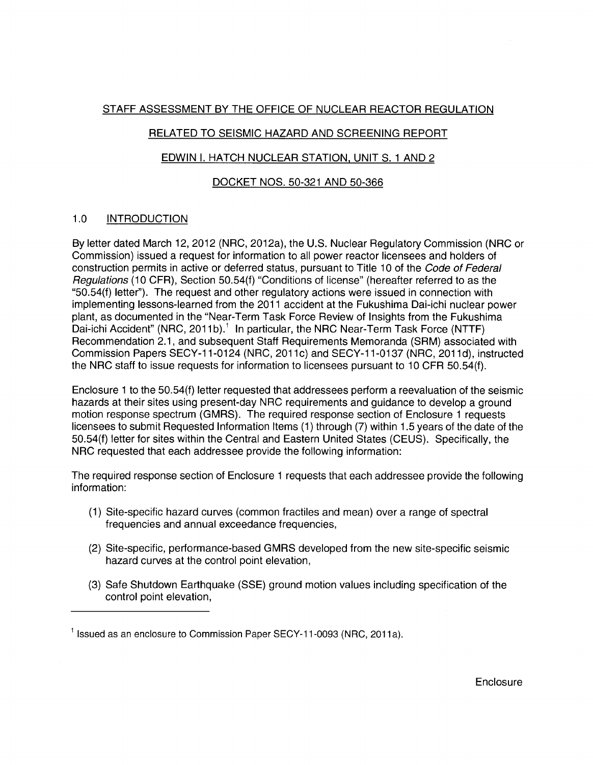STAFF ASSESSMENT BY THE OFFICE OF NUCLEAR REACTOR REGULATION

RELATED TO SEISMIC HAZARD AND SCREENING REPORT

EDWIN I. HATCH NUCLEAR STATION, UNIT S. 1 AND 2

DOCKET NOS. 50-321 AND 50-366

## 1.0 INTRODUCTION

By letter dated March 12, 2012 (NRC, 2012a), the U.S. Nuclear Regulatory Commission (NRC or Commission) issued a request for information to all power reactor licensees and holders of construction permits in active or deferred status, pursuant to Title 10 of the *Code of Federal Regulations* (10 CFR), Section 50.54(f) "Conditions of license" (hereafter referred to as the "50.54(f) letter"). The request and other regulatory actions were issued in connection with implementing lessons-learned from the 2011 accident at the Fukushima Dai-ichi nuclear power plant, as documented in the "Near-Term Task Force Review of Insights from the Fukushima Dai-ichi Accident" (NRC, 2011b).[1] In particular, the NRC Near-Term Task Force (NTTF) Recommendation 2.1, and subsequent Staff Requirements Memoranda (SRM) associated with Commission Papers SECY-11-0124 (NRC, 2011c) and SECY-11-0137 (NRC, 2011d), instructed the NRC staff to issue requests for information to licensees pursuant to 10 CFR 50.54(f).

Enclosure 1 to the 50.54(f) letter requested that addressees perform a reevaluation of the seismic hazards at their sites using present-day NRC requirements and guidance to develop a ground motion response spectrum (GMRS). The required response section of Enclosure 1 requests licensees to submit Requested Information Items (1) through (7) within 1.5 years of the date of the 50.54(f) letter for sites within the Central and Eastern United States (CEUS). Specifically, the NRC requested that each addressee provide the following information:

The required response section of Enclosure 1 requests that each addressee provide the following information:

(1) Site-specific hazard curves (common fractiles and mean) over a range of spectral frequencies and annual exceedance frequencies,

(2) Site-specific, performance-based GMRS developed from the new site-specific seismic hazard curves at the control point elevation,

(3) Safe Shutdown Earthquake (SSE) ground motion values including specification of the control point elevation,

[1] Issued as an enclosure to Commission Paper SECY-11-0093 (NRC, 2011a).

Enclosure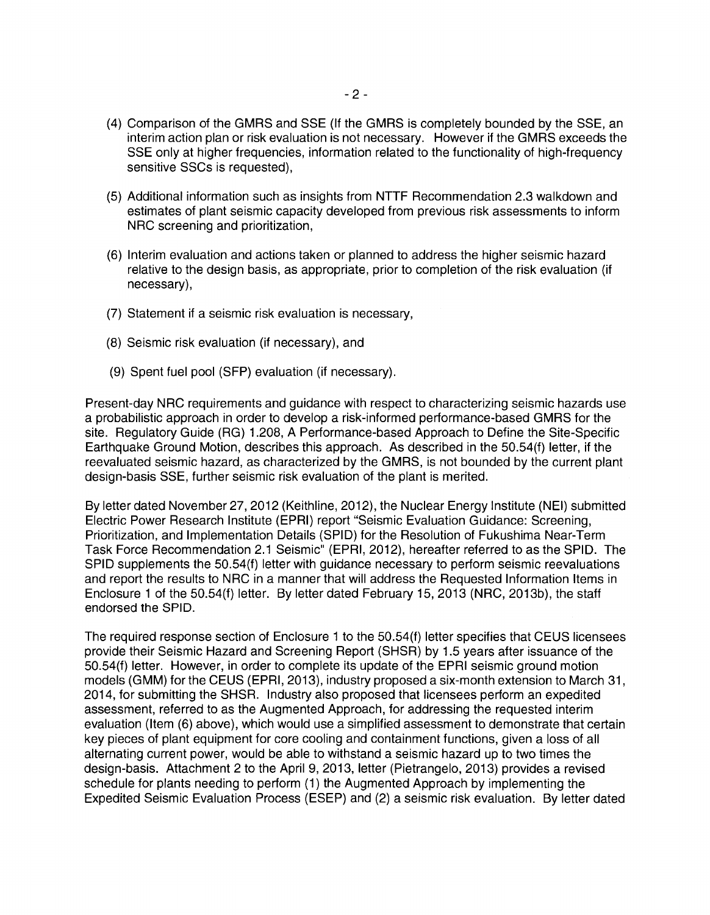(4) Comparison of the GMRS and SSE (If the GMRS is completely bounded by the SSE, an interim action plan or risk evaluation is not necessary. However if the GMRS exceeds the SSE only at higher frequencies, information related to the functionality of high-frequency sensitive SSCs is requested),

(5) Additional information such as insights from NTTF Recommendation 2.3 walkdown and estimates of plant seismic capacity developed from previous risk assessments to inform NRC screening and prioritization,

(6) Interim evaluation and actions taken or planned to address the higher seismic hazard relative to the design basis, as appropriate, prior to completion of the risk evaluation (if necessary),

(7) Statement if a seismic risk evaluation is necessary,

(8) Seismic risk evaluation (if necessary), and

(9) Spent fuel pool (SFP) evaluation (if necessary).

Present-day NRC requirements and guidance with respect to characterizing seismic hazards use a probabilistic approach in order to develop a risk-informed performance-based GMRS for the site. Regulatory Guide (RG) 1.208, A Performance-based Approach to Define the Site-Specific Earthquake Ground Motion, describes this approach. As described in the 50.54(f) letter, if the reevaluated seismic hazard, as characterized by the GMRS, is not bounded by the current plant design-basis SSE, further seismic risk evaluation of the plant is merited.

By letter dated November 27, 2012 (Keithline, 2012), the Nuclear Energy Institute (NEI) submitted Electric Power Research Institute (EPRI) report "Seismic Evaluation Guidance: Screening, Prioritization, and Implementation Details (SPID) for the Resolution of Fukushima Near-Term Task Force Recommendation 2.1 Seismic" (EPRI, 2012), hereafter referred to as the SPID. The SPID supplements the 50.54(f) letter with guidance necessary to perform seismic reevaluations and report the results to NRC in a manner that will address the Requested Information Items in Enclosure 1 of the 50.54(f) letter. By letter dated February 15, 2013 (NRC, 2013b), the staff endorsed the SPID.

The required response section of Enclosure 1 to the 50.54(f) letter specifies that CEUS licensees provide their Seismic Hazard and Screening Report (SHSR) by 1.5 years after issuance of the 50.54(f) letter. However, in order to complete its update of the EPRI seismic ground motion models (GMM) for the CEUS (EPRI, 2013), industry proposed a six-month extension to March 31, 2014, for submitting the SHSR. Industry also proposed that licensees perform an expedited assessment, referred to as the Augmented Approach, for addressing the requested interim evaluation (Item (6) above), which would use a simplified assessment to demonstrate that certain key pieces of plant equipment for core cooling and containment functions, given a loss of all alternating current power, would be able to withstand a seismic hazard up to two times the design-basis. Attachment 2 to the April 9, 2013, letter (Pietrangelo, 2013) provides a revised schedule for plants needing to perform (1) the Augmented Approach by implementing the Expedited Seismic Evaluation Process (ESEP) and (2) a seismic risk evaluation. By letter dated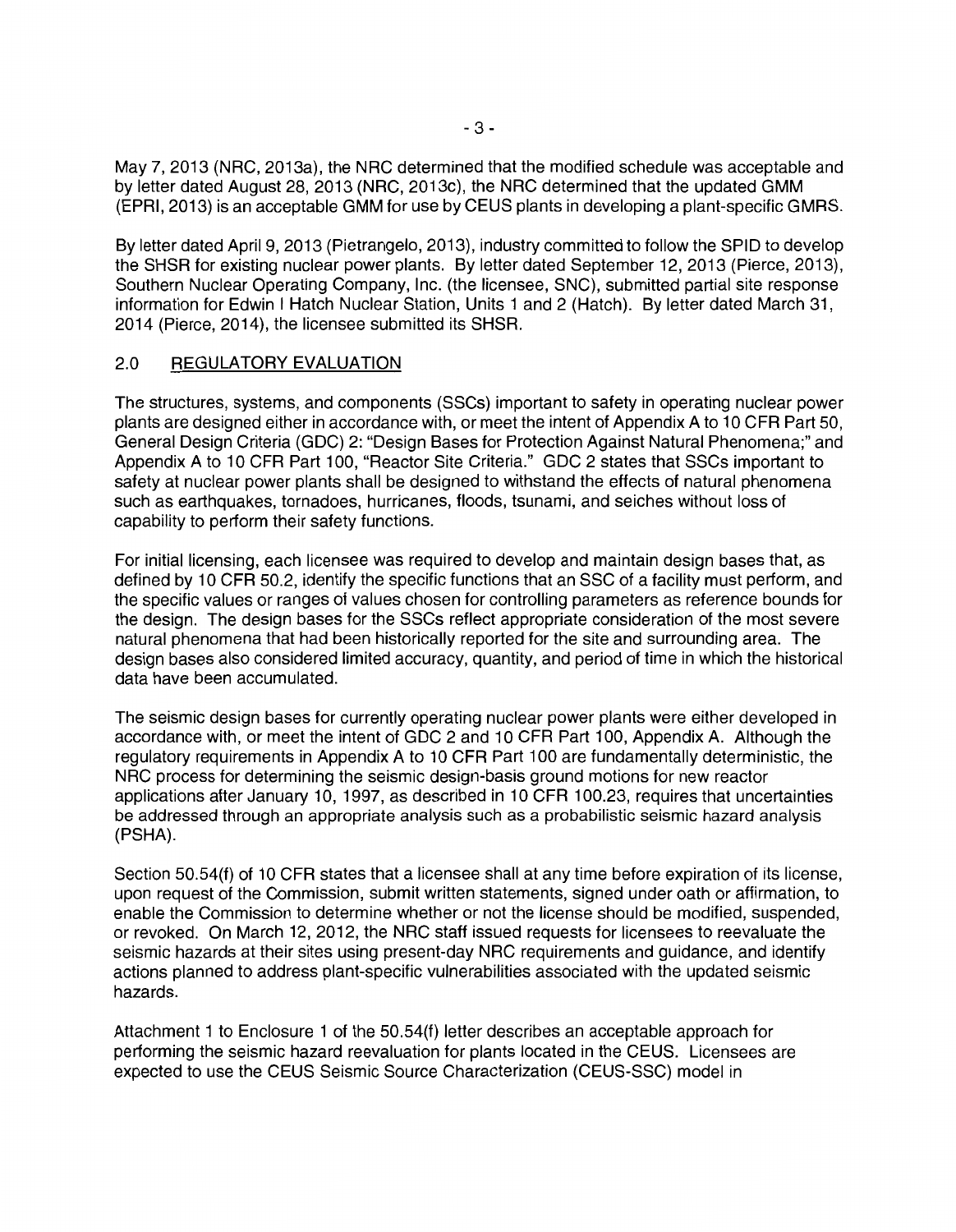May 7, 2013 (NRC, 2013a), the NRC determined that the modified schedule was acceptable and by letter dated August 28, 2013 (NRC, 2013c), the NRC determined that the updated GMM (EPRI, 2013) is an acceptable GMM for use by CEUS plants in developing a plant-specific GMRS.

By letter dated April 9, 2013 (Pietrangelo, 2013), industry committed to follow the SPID to develop the SHSR for existing nuclear power plants. By letter dated September 12, 2013 (Pierce, 2013), Southern Nuclear Operating Company, Inc. (the licensee, SNC), submitted partial site response information for Edwin I Hatch Nuclear Station, Units 1 and 2 (Hatch). By letter dated March 31, 2014 (Pierce, 2014), the licensee submitted its SHSR.

## 2.0 REGULATORY EVALUATION

The structures, systems, and components (SSCs) important to safety in operating nuclear power plants are designed either in accordance with, or meet the intent of Appendix A to 10 CFR Part 50, General Design Criteria (GDC) 2: "Design Bases for Protection Against Natural Phenomena;" and Appendix A to 10 CFR Part 100, "Reactor Site Criteria." GDC 2 states that SSCs important to safety at nuclear power plants shall be designed to withstand the effects of natural phenomena such as earthquakes, tornadoes, hurricanes, floods, tsunami, and seiches without loss of capability to perform their safety functions.

For initial licensing, each licensee was required to develop and maintain design bases that, as defined by 10 CFR 50.2, identify the specific functions that an SSC of a facility must perform, and the specific values or ranges of values chosen for controlling parameters as reference bounds for the design. The design bases for the SSCs reflect appropriate consideration of the most severe natural phenomena that had been historically reported for the site and surrounding area. The design bases also considered limited accuracy, quantity, and period of time in which the historical data have been accumulated.

The seismic design bases for currently operating nuclear power plants were either developed in accordance with, or meet the intent of GDC 2 and 10 CFR Part 100, Appendix A. Although the regulatory requirements in Appendix A to 10 CFR Part 100 are fundamentally deterministic, the NRC process for determining the seismic design-basis ground motions for new reactor applications after January 10, 1997, as described in 10 CFR 100.23, requires that uncertainties be addressed through an appropriate analysis such as a probabilistic seismic hazard analysis (PSHA).

Section 50.54(f) of 10 CFR states that a licensee shall at any time before expiration of its license, upon request of the Commission, submit written statements, signed under oath or affirmation, to enable the Commission to determine whether or not the license should be modified, suspended, or revoked. On March 12, 2012, the NRC staff issued requests for licensees to reevaluate the seismic hazards at their sites using present-day NRC requirements and guidance, and identify actions planned to address plant-specific vulnerabilities associated with the updated seismic hazards.

Attachment 1 to Enclosure 1 of the 50.54(f) letter describes an acceptable approach for performing the seismic hazard reevaluation for plants located in the CEUS. Licensees are expected to use the CEUS Seismic Source Characterization (CEUS-SSC) model in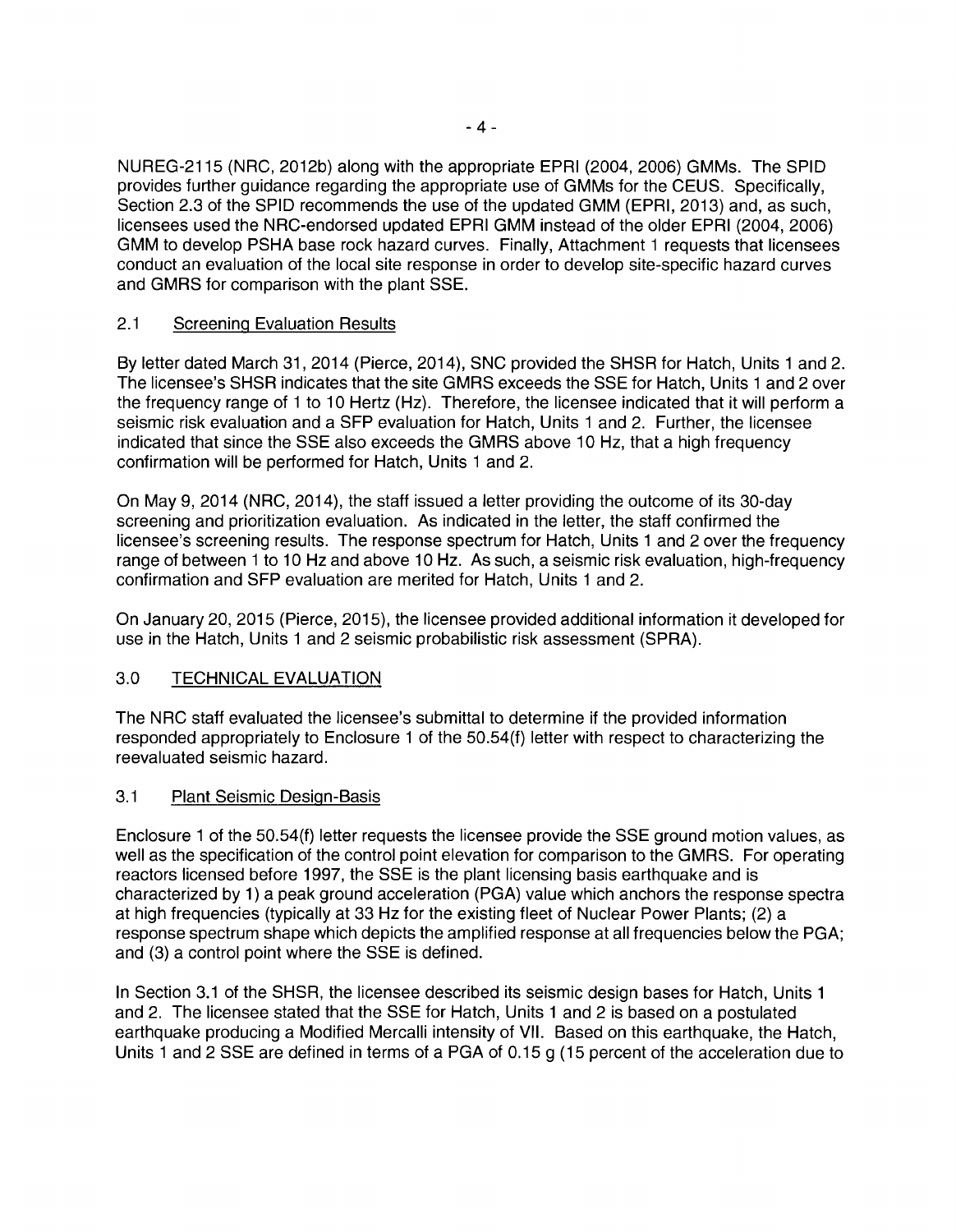NUREG-2115 (NRC, 2012b) along with the appropriate EPRI (2004, 2006) GMMs. The SPID provides further guidance regarding the appropriate use of GMMs for the CEUS. Specifically, Section 2.3 of the SPID recommends the use of the updated GMM (EPRI, 2013) and, as such, licensees used the NRC-endorsed updated EPRI GMM instead of the older EPRI (2004, 2006) GMM to develop PSHA base rock hazard curves. Finally, Attachment 1 requests that licensees conduct an evaluation of the local site response in order to develop site-specific hazard curves and GMRS for comparison with the plant SSE.

## 2.1 Screening Evaluation Results

By letter dated March 31, 2014 (Pierce, 2014), SNC provided the SHSR for Hatch, Units 1 and 2. The licensee's SHSR indicates that the site GMRS exceeds the SSE for Hatch, Units 1 and 2 over the frequency range of 1 to 10 Hertz (Hz). Therefore, the licensee indicated that it will perform a seismic risk evaluation and a SFP evaluation for Hatch, Units 1 and 2. Further, the licensee indicated that since the SSE also exceeds the GMRS above 10 Hz, that a high frequency confirmation will be performed for Hatch, Units 1 and 2.

On May 9, 2014 (NRC, 2014), the staff issued a letter providing the outcome of its 30-day screening and prioritization evaluation. As indicated in the letter, the staff confirmed the licensee's screening results. The response spectrum for Hatch, Units 1 and 2 over the frequency range of between 1 to 10 Hz and above 10 Hz. As such, a seismic risk evaluation, high-frequency confirmation and SFP evaluation are merited for Hatch, Units 1 and 2.

On January 20, 2015 (Pierce, 2015), the licensee provided additional information it developed for use in the Hatch, Units 1 and 2 seismic probabilistic risk assessment (SPRA).

# 3.0 TECHNICAL EVALUATION

The NRC staff evaluated the licensee's submittal to determine if the provided information responded appropriately to Enclosure 1 of the 50.54(f) letter with respect to characterizing the reevaluated seismic hazard.

## 3.1 Plant Seismic Design-Basis

Enclosure 1 of the 50.54(f) letter requests the licensee provide the SSE ground motion values, as well as the specification of the control point elevation for comparison to the GMRS. For operating reactors licensed before 1997, the SSE is the plant licensing basis earthquake and is characterized by 1) a peak ground acceleration (PGA) value which anchors the response spectra at high frequencies (typically at 33 Hz for the existing fleet of Nuclear Power Plants; (2) a response spectrum shape which depicts the amplified response at all frequencies below the PGA; and (3) a control point where the SSE is defined.

In Section 3.1 of the SHSR, the licensee described its seismic design bases for Hatch, Units 1 and 2. The licensee stated that the SSE for Hatch, Units 1 and 2 is based on a postulated earthquake producing a Modified Mercalli intensity of VII. Based on this earthquake, the Hatch, Units 1 and 2 SSE are defined in terms of a PGA of 0.15 g (15 percent of the acceleration due to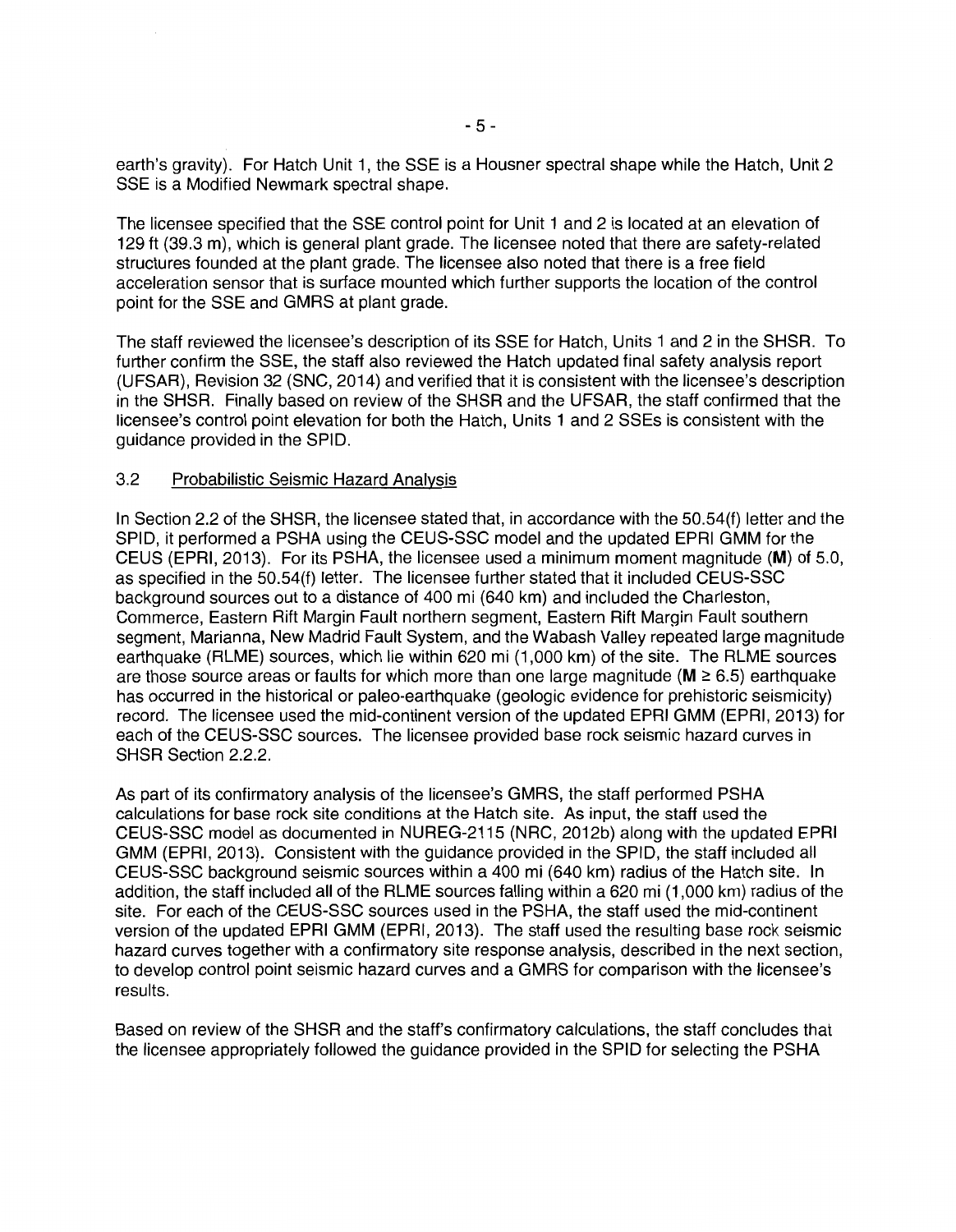earth's gravity). For Hatch Unit 1, the SSE is a Housner spectral shape while the Hatch, Unit 2 SSE is a Modified Newmark spectral shape.

The licensee specified that the SSE control point for Unit 1 and 2 is located at an elevation of 129 ft (39.3 m), which is general plant grade. The licensee noted that there are safety-related structures founded at the plant grade. The licensee also noted that there is a free field acceleration sensor that is surface mounted which further supports the location of the control point for the SSE and GMRS at plant grade.

The staff reviewed the licensee's description of its SSE for Hatch, Units 1 and 2 in the SHSR. To further confirm the SSE, the staff also reviewed the Hatch updated final safety analysis report (UFSAR), Revision 32 (SNC, 2014) and verified that it is consistent with the licensee's description in the SHSR. Finally based on review of the SHSR and the UFSAR, the staff confirmed that the licensee's control point elevation for both the Hatch, Units 1 and 2 SSEs is consistent with the guidance provided in the SPID.

### 3.2 Probabilistic Seismic Hazard Analysis

In Section 2.2 of the SHSR, the licensee stated that, in accordance with the 50.54(f) letter and the SPID, it performed a PSHA using the CEUS-SSC model and the updated EPRI GMM for the CEUS (EPRI, 2013). For its PSHA, the licensee used a minimum moment magnitude (**M**) of 5.0, as specified in the 50.54(f) letter. The licensee further stated that it included CEUS-SSC background sources out to a distance of 400 mi (640 km) and included the Charleston, Commerce, Eastern Rift Margin Fault northern segment, Eastern Rift Margin Fault southern segment, Marianna, New Madrid Fault System, and the Wabash Valley repeated large magnitude earthquake (RLME) sources, which lie within 620 mi (1,000 km) of the site. The RLME sources are those source areas or faults for which more than one large magnitude (**M** ≥ 6.5) earthquake has occurred in the historical or paleo-earthquake (geologic evidence for prehistoric seismicity) record. The licensee used the mid-continent version of the updated EPRI GMM (EPRI, 2013) for each of the CEUS-SSC sources. The licensee provided base rock seismic hazard curves in SHSR Section 2.2.2.

As part of its confirmatory analysis of the licensee's GMRS, the staff performed PSHA calculations for base rock site conditions at the Hatch site. As input, the staff used the CEUS-SSC model as documented in NUREG-2115 (NRC, 2012b) along with the updated EPRI GMM (EPRI, 2013). Consistent with the guidance provided in the SPID, the staff included all CEUS-SSC background seismic sources within a 400 mi (640 km) radius of the Hatch site. In addition, the staff included all of the RLME sources falling within a 620 mi (1,000 km) radius of the site. For each of the CEUS-SSC sources used in the PSHA, the staff used the mid-continent version of the updated EPRI GMM (EPRI, 2013). The staff used the resulting base rock seismic hazard curves together with a confirmatory site response analysis, described in the next section, to develop control point seismic hazard curves and a GMRS for comparison with the licensee's results.

Based on review of the SHSR and the staff's confirmatory calculations, the staff concludes that the licensee appropriately followed the guidance provided in the SPID for selecting the PSHA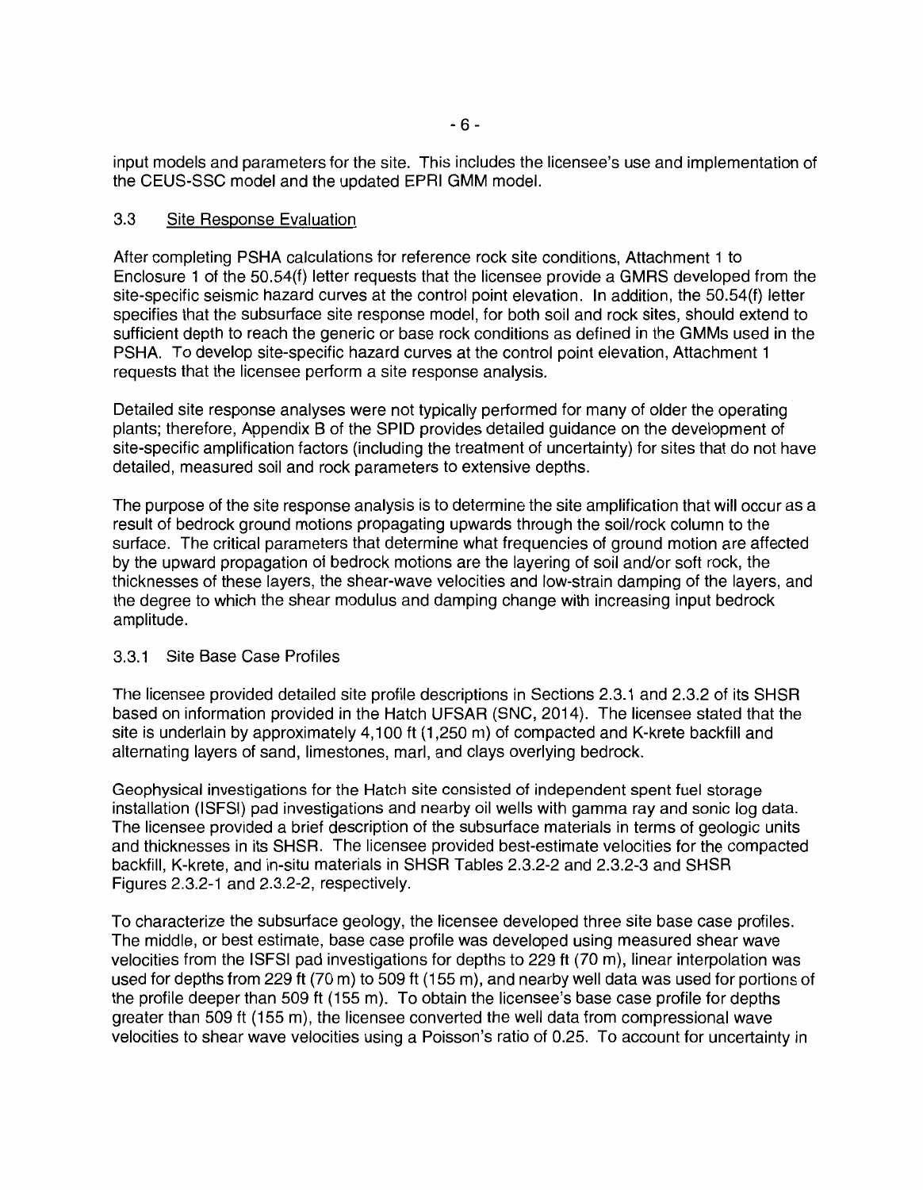input models and parameters for the site. This includes the licensee's use and implementation of the CEUS-SSC model and the updated EPRI GMM model.

### 3.3 Site Response Evaluation

After completing PSHA calculations for reference rock site conditions, Attachment 1 to Enclosure 1 of the 50.54(f) letter requests that the licensee provide a GMRS developed from the site-specific seismic hazard curves at the control point elevation. In addition, the 50.54(f) letter specifies that the subsurface site response model, for both soil and rock sites, should extend to sufficient depth to reach the generic or base rock conditions as defined in the GMMs used in the PSHA. To develop site-specific hazard curves at the control point elevation, Attachment 1 requests that the licensee perform a site response analysis.

Detailed site response analyses were not typically performed for many of older the operating plants; therefore, Appendix B of the SPID provides detailed guidance on the development of site-specific amplification factors (including the treatment of uncertainty) for sites that do not have detailed, measured soil and rock parameters to extensive depths.

The purpose of the site response analysis is to determine the site amplification that will occur as a result of bedrock ground motions propagating upwards through the soil/rock column to the surface. The critical parameters that determine what frequencies of ground motion are affected by the upward propagation of bedrock motions are the layering of soil and/or soft rock, the thicknesses of these layers, the shear-wave velocities and low-strain damping of the layers, and the degree to which the shear modulus and damping change with increasing input bedrock amplitude.

#### 3.3.1 Site Base Case Profiles

The licensee provided detailed site profile descriptions in Sections 2.3.1 and 2.3.2 of its SHSR based on information provided in the Hatch UFSAR (SNC, 2014). The licensee stated that the site is underlain by approximately 4,100 ft (1,250 m) of compacted and K-krete backfill and alternating layers of sand, limestones, marl, and clays overlying bedrock.

Geophysical investigations for the Hatch site consisted of independent spent fuel storage installation (ISFSI) pad investigations and nearby oil wells with gamma ray and sonic log data. The licensee provided a brief description of the subsurface materials in terms of geologic units and thicknesses in its SHSR. The licensee provided best-estimate velocities for the compacted backfill, K-krete, and in-situ materials in SHSR Tables 2.3.2-2 and 2.3.2-3 and SHSR Figures 2.3.2-1 and 2.3.2-2, respectively.

To characterize the subsurface geology, the licensee developed three site base case profiles. The middle, or best estimate, base case profile was developed using measured shear wave velocities from the ISFSI pad investigations for depths to 229 ft (70 m), linear interpolation was used for depths from 229 ft (70 m) to 509 ft (155 m), and nearby well data was used for portions of the profile deeper than 509 ft (155 m). To obtain the licensee's base case profile for depths greater than 509 ft (155 m), the licensee converted the well data from compressional wave velocities to shear wave velocities using a Poisson's ratio of 0.25. To account for uncertainty in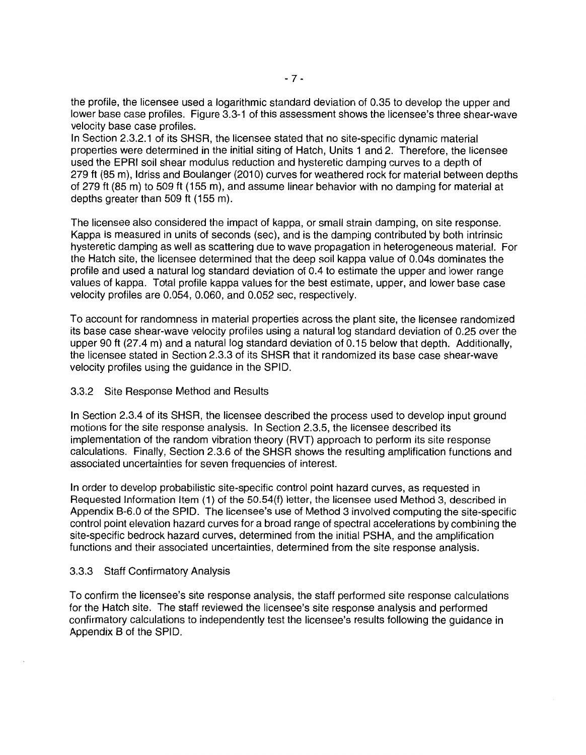the profile, the licensee used a logarithmic standard deviation of 0.35 to develop the upper and lower base case profiles. Figure 3.3-1 of this assessment shows the licensee's three shear-wave velocity base case profiles.

In Section 2.3.2.1 of its SHSR, the licensee stated that no site-specific dynamic material properties were determined in the initial siting of Hatch, Units 1 and 2. Therefore, the licensee used the EPRI soil shear modulus reduction and hysteretic damping curves to a depth of 279 ft (85 m), Idriss and Boulanger (2010) curves for weathered rock for material between depths of 279 ft (85 m) to 509 ft (155 m), and assume linear behavior with no damping for material at depths greater than 509 ft (155 m).

The licensee also considered the impact of kappa, or small strain damping, on site response. Kappa is measured in units of seconds (sec), and is the damping contributed by both intrinsic hysteretic damping as well as scattering due to wave propagation in heterogeneous material. For the Hatch site, the licensee determined that the deep soil kappa value of 0.04s dominates the profile and used a natural log standard deviation of 0.4 to estimate the upper and lower range values of kappa. Total profile kappa values for the best estimate, upper, and lower base case velocity profiles are 0.054, 0.060, and 0.052 sec, respectively.

To account for randomness in material properties across the plant site, the licensee randomized its base case shear-wave velocity profiles using a natural log standard deviation of 0.25 over the upper 90 ft (27.4 m) and a natural log standard deviation of 0.15 below that depth. Additionally, the licensee stated in Section 2.3.3 of its SHSR that it randomized its base case shear-wave velocity profiles using the guidance in the SPID.

### 3.3.2 Site Response Method and Results

In Section 2.3.4 of its SHSR, the licensee described the process used to develop input ground motions for the site response analysis. In Section 2.3.5, the licensee described its implementation of the random vibration theory (RVT) approach to perform its site response calculations. Finally, Section 2.3.6 of the SHSR shows the resulting amplification functions and associated uncertainties for seven frequencies of interest.

In order to develop probabilistic site-specific control point hazard curves, as requested in Requested Information Item (1) of the 50.54(f) letter, the licensee used Method 3, described in Appendix B-6.0 of the SPID. The licensee's use of Method 3 involved computing the site-specific control point elevation hazard curves for a broad range of spectral accelerations by combining the site-specific bedrock hazard curves, determined from the initial PSHA, and the amplification functions and their associated uncertainties, determined from the site response analysis.

### 3.3.3 Staff Confirmatory Analysis

To confirm the licensee's site response analysis, the staff performed site response calculations for the Hatch site. The staff reviewed the licensee's site response analysis and performed confirmatory calculations to independently test the licensee's results following the guidance in Appendix B of the SPID.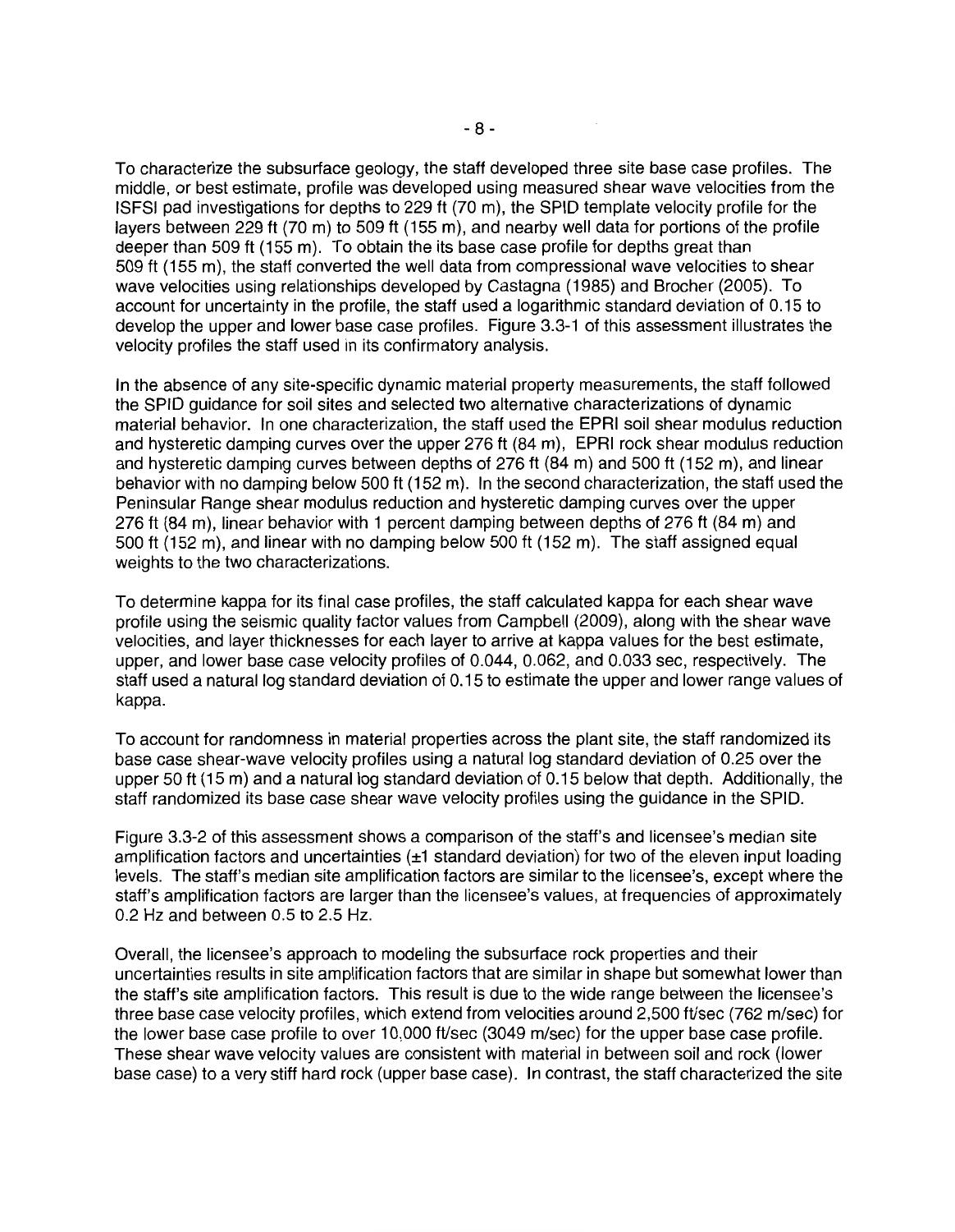To characterize the subsurface geology, the staff developed three site base case profiles. The middle, or best estimate, profile was developed using measured shear wave velocities from the ISFSI pad investigations for depths to 229 ft (70 m), the SPID template velocity profile for the layers between 229 ft (70 m) to 509 ft (155 m), and nearby well data for portions of the profile deeper than 509 ft (155 m). To obtain the its base case profile for depths great than 509 ft (155 m), the staff converted the well data from compressional wave velocities to shear wave velocities using relationships developed by Castagna (1985) and Brocher (2005). To account for uncertainty in the profile, the staff used a logarithmic standard deviation of 0.15 to develop the upper and lower base case profiles. Figure 3.3-1 of this assessment illustrates the velocity profiles the staff used in its confirmatory analysis.

In the absence of any site-specific dynamic material property measurements, the staff followed the SPID guidance for soil sites and selected two alternative characterizations of dynamic material behavior. In one characterization, the staff used the EPRI soil shear modulus reduction and hysteretic damping curves over the upper 276 ft (84 m), EPRI rock shear modulus reduction and hysteretic damping curves between depths of 276 ft (84 m) and 500 ft (152 m), and linear behavior with no damping below 500 ft (152 m). In the second characterization, the staff used the Peninsular Range shear modulus reduction and hysteretic damping curves over the upper 276 ft (84 m), linear behavior with 1 percent damping between depths of 276 ft (84 m) and 500 ft (152 m), and linear with no damping below 500 ft (152 m). The staff assigned equal weights to the two characterizations.

To determine kappa for its final case profiles, the staff calculated kappa for each shear wave profile using the seismic quality factor values from Campbell (2009), along with the shear wave velocities, and layer thicknesses for each layer to arrive at kappa values for the best estimate, upper, and lower base case velocity profiles of 0.044, 0.062, and 0.033 sec, respectively. The staff used a natural log standard deviation of 0.15 to estimate the upper and lower range values of kappa.

To account for randomness in material properties across the plant site, the staff randomized its base case shear-wave velocity profiles using a natural log standard deviation of 0.25 over the upper 50 ft (15 m) and a natural log standard deviation of 0.15 below that depth. Additionally, the staff randomized its base case shear wave velocity profiles using the guidance in the SPID.

Figure 3.3-2 of this assessment shows a comparison of the staff's and licensee's median site amplification factors and uncertainties (±1 standard deviation) for two of the eleven input loading levels. The staff's median site amplification factors are similar to the licensee's, except where the staff's amplification factors are larger than the licensee's values, at frequencies of approximately 0.2 Hz and between 0.5 to 2.5 Hz.

Overall, the licensee's approach to modeling the subsurface rock properties and their uncertainties results in site amplification factors that are similar in shape but somewhat lower than the staff's site amplification factors. This result is due to the wide range between the licensee's three base case velocity profiles, which extend from velocities around 2,500 ft/sec (762 m/sec) for the lower base case profile to over 10,000 ft/sec (3049 m/sec) for the upper base case profile. These shear wave velocity values are consistent with material in between soil and rock (lower base case) to a very stiff hard rock (upper base case). In contrast, the staff characterized the site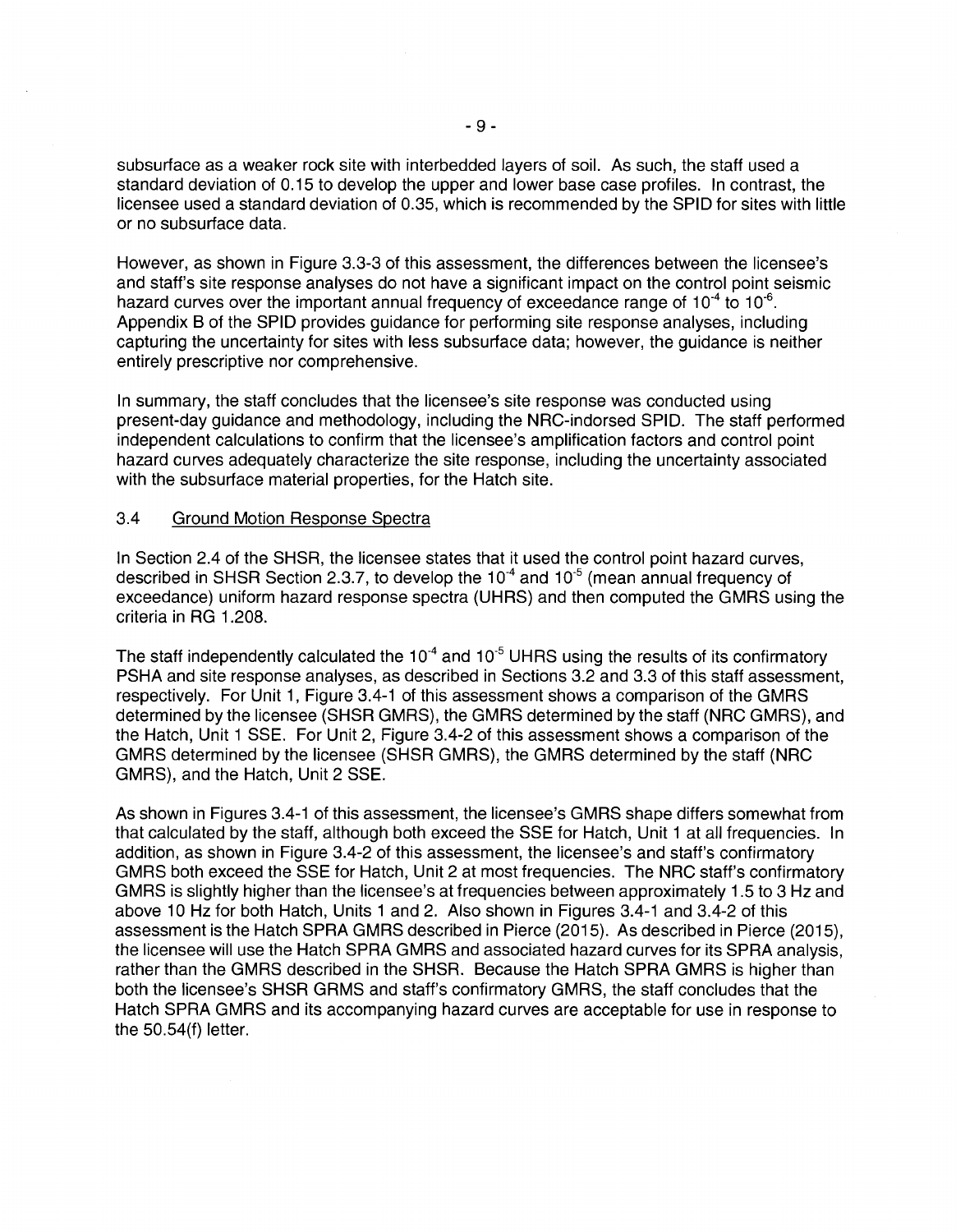subsurface as a weaker rock site with interbedded layers of soil. As such, the staff used a standard deviation of 0.15 to develop the upper and lower base case profiles. In contrast, the licensee used a standard deviation of 0.35, which is recommended by the SPID for sites with little or no subsurface data.

However, as shown in Figure 3.3-3 of this assessment, the differences between the licensee's and staff's site response analyses do not have a significant impact on the control point seismic hazard curves over the important annual frequency of exceedance range of $10^{-4}$ to $10^{-6}$. Appendix B of the SPID provides guidance for performing site response analyses, including capturing the uncertainty for sites with less subsurface data; however, the guidance is neither entirely prescriptive nor comprehensive.

In summary, the staff concludes that the licensee's site response was conducted using present-day guidance and methodology, including the NRC-indorsed SPID. The staff performed independent calculations to confirm that the licensee's amplification factors and control point hazard curves adequately characterize the site response, including the uncertainty associated with the subsurface material properties, for the Hatch site.

### 3.4 Ground Motion Response Spectra

In Section 2.4 of the SHSR, the licensee states that it used the control point hazard curves, described in SHSR Section 2.3.7, to develop the $10^{-4}$ and $10^{-5}$ (mean annual frequency of exceedance) uniform hazard response spectra (UHRS) and then computed the GMRS using the criteria in RG 1.208.

The staff independently calculated the $10^{-4}$ and $10^{-5}$ UHRS using the results of its confirmatory PSHA and site response analyses, as described in Sections 3.2 and 3.3 of this staff assessment, respectively. For Unit 1, Figure 3.4-1 of this assessment shows a comparison of the GMRS determined by the licensee (SHSR GMRS), the GMRS determined by the staff (NRC GMRS), and the Hatch, Unit 1 SSE. For Unit 2, Figure 3.4-2 of this assessment shows a comparison of the GMRS determined by the licensee (SHSR GMRS), the GMRS determined by the staff (NRC GMRS), and the Hatch, Unit 2 SSE.

As shown in Figures 3.4-1 of this assessment, the licensee's GMRS shape differs somewhat from that calculated by the staff, although both exceed the SSE for Hatch, Unit 1 at all frequencies. In addition, as shown in Figure 3.4-2 of this assessment, the licensee's and staff's confirmatory GMRS both exceed the SSE for Hatch, Unit 2 at most frequencies. The NRC staff's confirmatory GMRS is slightly higher than the licensee's at frequencies between approximately 1.5 to 3 Hz and above 10 Hz for both Hatch, Units 1 and 2. Also shown in Figures 3.4-1 and 3.4-2 of this assessment is the Hatch SPRA GMRS described in Pierce (2015). As described in Pierce (2015), the licensee will use the Hatch SPRA GMRS and associated hazard curves for its SPRA analysis, rather than the GMRS described in the SHSR. Because the Hatch SPRA GMRS is higher than both the licensee's SHSR GRMS and staff's confirmatory GMRS, the staff concludes that the Hatch SPRA GMRS and its accompanying hazard curves are acceptable for use in response to the 50.54(f) letter.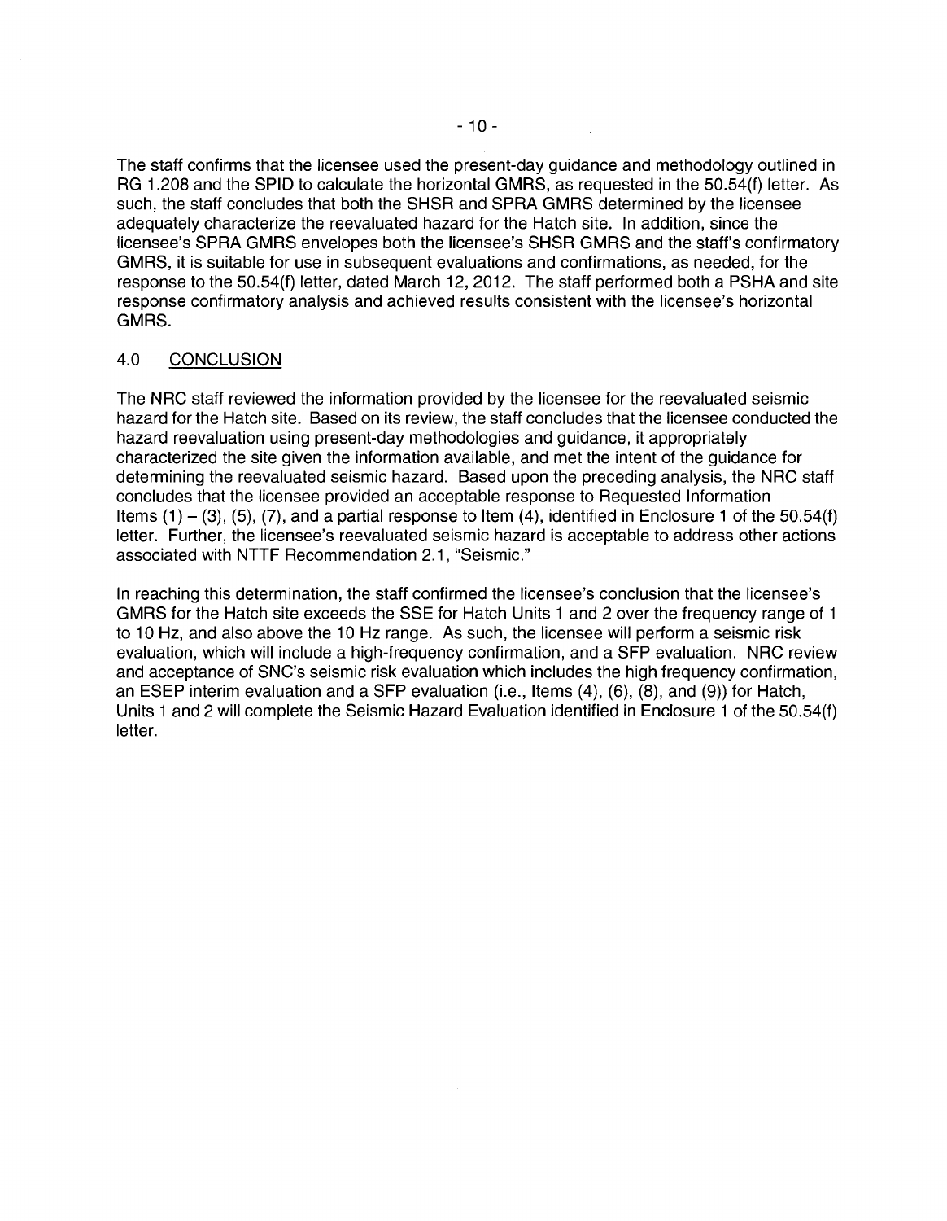The staff confirms that the licensee used the present-day guidance and methodology outlined in RG 1.208 and the SPID to calculate the horizontal GMRS, as requested in the 50.54(f) letter. As such, the staff concludes that both the SHSR and SPRA GMRS determined by the licensee adequately characterize the reevaluated hazard for the Hatch site. In addition, since the licensee's SPRA GMRS envelopes both the licensee's SHSR GMRS and the staff's confirmatory GMRS, it is suitable for use in subsequent evaluations and confirmations, as needed, for the response to the 50.54(f) letter, dated March 12, 2012. The staff performed both a PSHA and site response confirmatory analysis and achieved results consistent with the licensee's horizontal GMRS.

## 4.0 CONCLUSION

The NRC staff reviewed the information provided by the licensee for the reevaluated seismic hazard for the Hatch site. Based on its review, the staff concludes that the licensee conducted the hazard reevaluation using present-day methodologies and guidance, it appropriately characterized the site given the information available, and met the intent of the guidance for determining the reevaluated seismic hazard. Based upon the preceding analysis, the NRC staff concludes that the licensee provided an acceptable response to Requested Information Items (1) – (3), (5), (7), and a partial response to Item (4), identified in Enclosure 1 of the 50.54(f) letter. Further, the licensee's reevaluated seismic hazard is acceptable to address other actions associated with NTTF Recommendation 2.1, "Seismic."

In reaching this determination, the staff confirmed the licensee's conclusion that the licensee's GMRS for the Hatch site exceeds the SSE for Hatch Units 1 and 2 over the frequency range of 1 to 10 Hz, and also above the 10 Hz range. As such, the licensee will perform a seismic risk evaluation, which will include a high-frequency confirmation, and a SFP evaluation. NRC review and acceptance of SNC's seismic risk evaluation which includes the high frequency confirmation, an ESEP interim evaluation and a SFP evaluation (i.e., Items (4), (6), (8), and (9)) for Hatch, Units 1 and 2 will complete the Seismic Hazard Evaluation identified in Enclosure 1 of the 50.54(f) letter.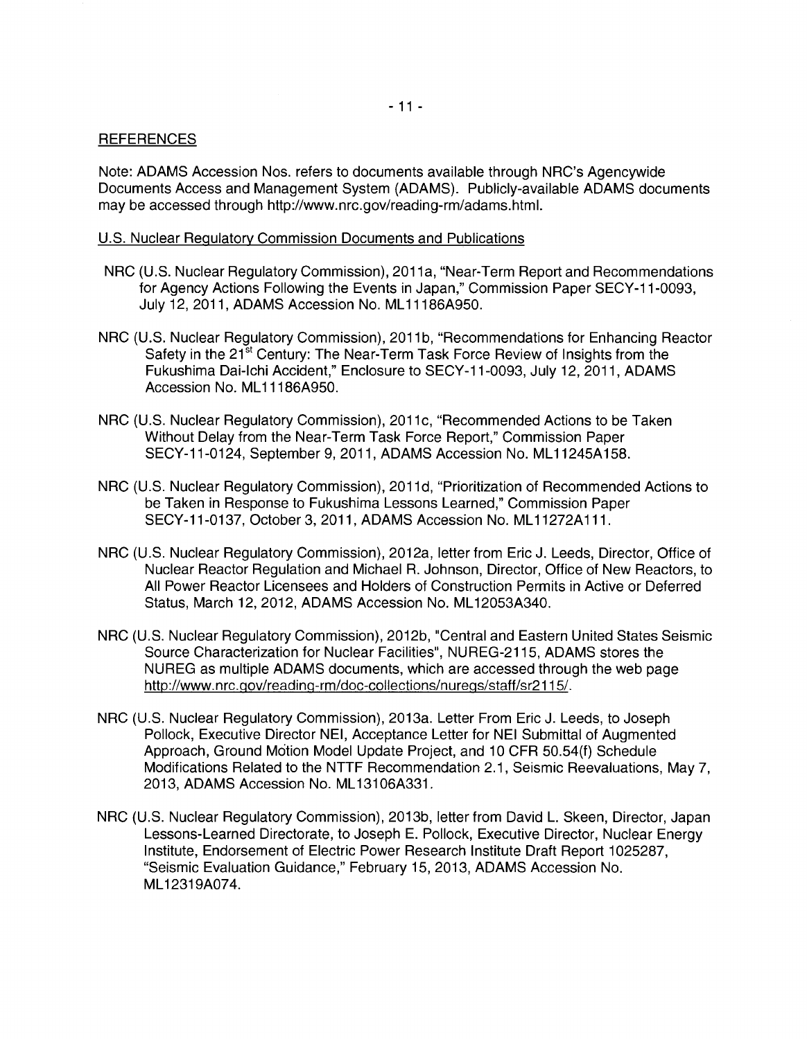REFERENCES

Note: ADAMS Accession Nos. refers to documents available through NRC's Agencywide Documents Access and Management System (ADAMS). Publicly-available ADAMS documents may be accessed through http://www.nrc.gov/reading-rm/adams.html.

U.S. Nuclear Regulatory Commission Documents and Publications

NRC (U.S. Nuclear Regulatory Commission), 2011a, "Near-Term Report and Recommendations for Agency Actions Following the Events in Japan," Commission Paper SECY-11-0093, July 12, 2011, ADAMS Accession No. ML11186A950.

NRC (U.S. Nuclear Regulatory Commission), 2011b, "Recommendations for Enhancing Reactor Safety in the 21st Century: The Near-Term Task Force Review of Insights from the Fukushima Dai-Ichi Accident," Enclosure to SECY-11-0093, July 12, 2011, ADAMS Accession No. ML11186A950.

NRC (U.S. Nuclear Regulatory Commission), 2011c, "Recommended Actions to be Taken Without Delay from the Near-Term Task Force Report," Commission Paper SECY-11-0124, September 9, 2011, ADAMS Accession No. ML11245A158.

NRC (U.S. Nuclear Regulatory Commission), 2011d, "Prioritization of Recommended Actions to be Taken in Response to Fukushima Lessons Learned," Commission Paper SECY-11-0137, October 3, 2011, ADAMS Accession No. ML11272A111.

NRC (U.S. Nuclear Regulatory Commission), 2012a, letter from Eric J. Leeds, Director, Office of Nuclear Reactor Regulation and Michael R. Johnson, Director, Office of New Reactors, to All Power Reactor Licensees and Holders of Construction Permits in Active or Deferred Status, March 12, 2012, ADAMS Accession No. ML12053A340.

NRC (U.S. Nuclear Regulatory Commission), 2012b, "Central and Eastern United States Seismic Source Characterization for Nuclear Facilities", NUREG-2115, ADAMS stores the NUREG as multiple ADAMS documents, which are accessed through the web page http://www.nrc.gov/reading-rm/doc-collections/nuregs/staff/sr2115/.

NRC (U.S. Nuclear Regulatory Commission), 2013a. Letter From Eric J. Leeds, to Joseph Pollock, Executive Director NEI, Acceptance Letter for NEI Submittal of Augmented Approach, Ground Motion Model Update Project, and 10 CFR 50.54(f) Schedule Modifications Related to the NTTF Recommendation 2.1, Seismic Reevaluations, May 7, 2013, ADAMS Accession No. ML13106A331.

NRC (U.S. Nuclear Regulatory Commission), 2013b, letter from David L. Skeen, Director, Japan Lessons-Learned Directorate, to Joseph E. Pollock, Executive Director, Nuclear Energy Institute, Endorsement of Electric Power Research Institute Draft Report 1025287, "Seismic Evaluation Guidance," February 15, 2013, ADAMS Accession No. ML12319A074.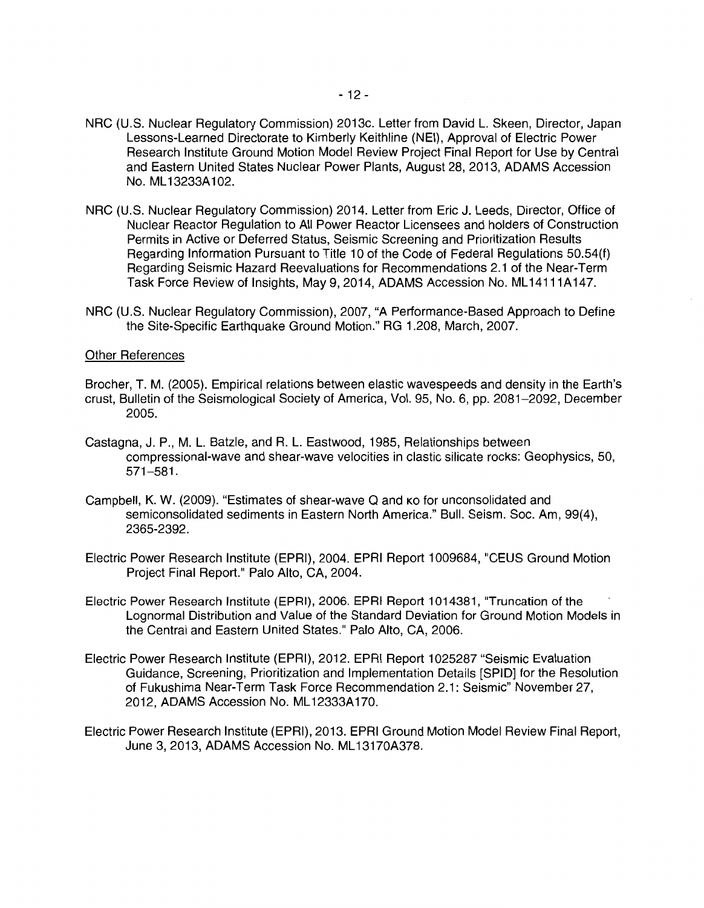NRC (U.S. Nuclear Regulatory Commission) 2013c. Letter from David L. Skeen, Director, Japan Lessons-Learned Directorate to Kimberly Keithline (NEI), Approval of Electric Power Research Institute Ground Motion Model Review Project Final Report for Use by Central and Eastern United States Nuclear Power Plants, August 28, 2013, ADAMS Accession No. ML13233A102.

NRC (U.S. Nuclear Regulatory Commission) 2014. Letter from Eric J. Leeds, Director, Office of Nuclear Reactor Regulation to All Power Reactor Licensees and holders of Construction Permits in Active or Deferred Status, Seismic Screening and Prioritization Results Regarding Information Pursuant to Title 10 of the Code of Federal Regulations 50.54(f) Regarding Seismic Hazard Reevaluations for Recommendations 2.1 of the Near-Term Task Force Review of Insights, May 9, 2014, ADAMS Accession No. ML14111A147.

NRC (U.S. Nuclear Regulatory Commission), 2007, "A Performance-Based Approach to Define the Site-Specific Earthquake Ground Motion." RG 1.208, March, 2007.

Other References

Brocher, T. M. (2005). Empirical relations between elastic wavespeeds and density in the Earth's crust, Bulletin of the Seismological Society of America, Vol. 95, No. 6, pp. 2081–2092, December 2005.

Castagna, J. P., M. L. Batzle, and R. L. Eastwood, 1985, Relationships between compressional-wave and shear-wave velocities in clastic silicate rocks: Geophysics, 50, 571–581.

Campbell, K. W. (2009). "Estimates of shear-wave Q and κo for unconsolidated and semiconsolidated sediments in Eastern North America." Bull. Seism. Soc. Am, 99(4), 2365-2392.

Electric Power Research Institute (EPRI), 2004. EPRI Report 1009684, "CEUS Ground Motion Project Final Report." Palo Alto, CA, 2004.

Electric Power Research Institute (EPRI), 2006. EPRI Report 1014381, "Truncation of the Lognormal Distribution and Value of the Standard Deviation for Ground Motion Models in the Central and Eastern United States." Palo Alto, CA, 2006.

Electric Power Research Institute (EPRI), 2012. EPRI Report 1025287 "Seismic Evaluation Guidance, Screening, Prioritization and Implementation Details [SPID] for the Resolution of Fukushima Near-Term Task Force Recommendation 2.1: Seismic" November 27, 2012, ADAMS Accession No. ML12333A170.

Electric Power Research Institute (EPRI), 2013. EPRI Ground Motion Model Review Final Report, June 3, 2013, ADAMS Accession No. ML13170A378.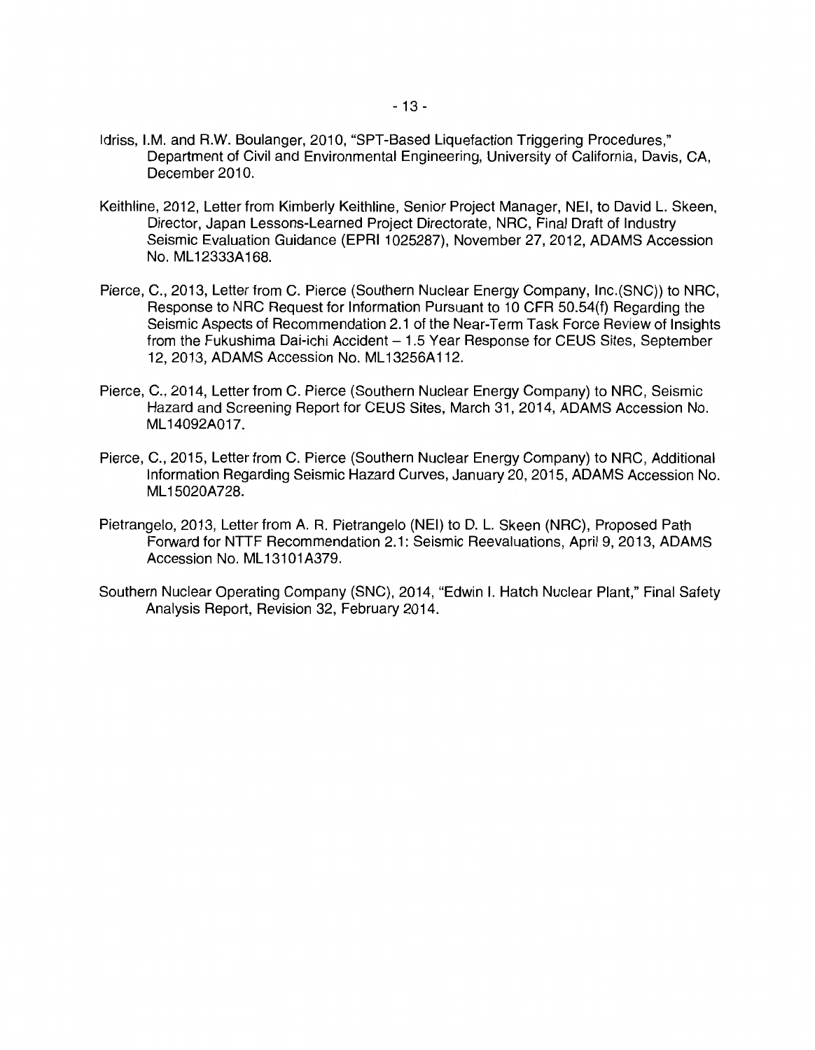Idriss, I.M. and R.W. Boulanger, 2010, "SPT-Based Liquefaction Triggering Procedures," Department of Civil and Environmental Engineering, University of California, Davis, CA, December 2010.

Keithline, 2012, Letter from Kimberly Keithline, Senior Project Manager, NEI, to David L. Skeen, Director, Japan Lessons-Learned Project Directorate, NRC, Final Draft of Industry Seismic Evaluation Guidance (EPRI 1025287), November 27, 2012, ADAMS Accession No. ML12333A168.

Pierce, C., 2013, Letter from C. Pierce (Southern Nuclear Energy Company, Inc.(SNC)) to NRC, Response to NRC Request for Information Pursuant to 10 CFR 50.54(f) Regarding the Seismic Aspects of Recommendation 2.1 of the Near-Term Task Force Review of Insights from the Fukushima Dai-ichi Accident – 1.5 Year Response for CEUS Sites, September 12, 2013, ADAMS Accession No. ML13256A112.

Pierce, C., 2014, Letter from C. Pierce (Southern Nuclear Energy Company) to NRC, Seismic Hazard and Screening Report for CEUS Sites, March 31, 2014, ADAMS Accession No. ML14092A017.

Pierce, C., 2015, Letter from C. Pierce (Southern Nuclear Energy Company) to NRC, Additional Information Regarding Seismic Hazard Curves, January 20, 2015, ADAMS Accession No. ML15020A728.

Pietrangelo, 2013, Letter from A. R. Pietrangelo (NEI) to D. L. Skeen (NRC), Proposed Path Forward for NTTF Recommendation 2.1: Seismic Reevaluations, April 9, 2013, ADAMS Accession No. ML13101A379.

Southern Nuclear Operating Company (SNC), 2014, "Edwin I. Hatch Nuclear Plant," Final Safety Analysis Report, Revision 32, February 2014.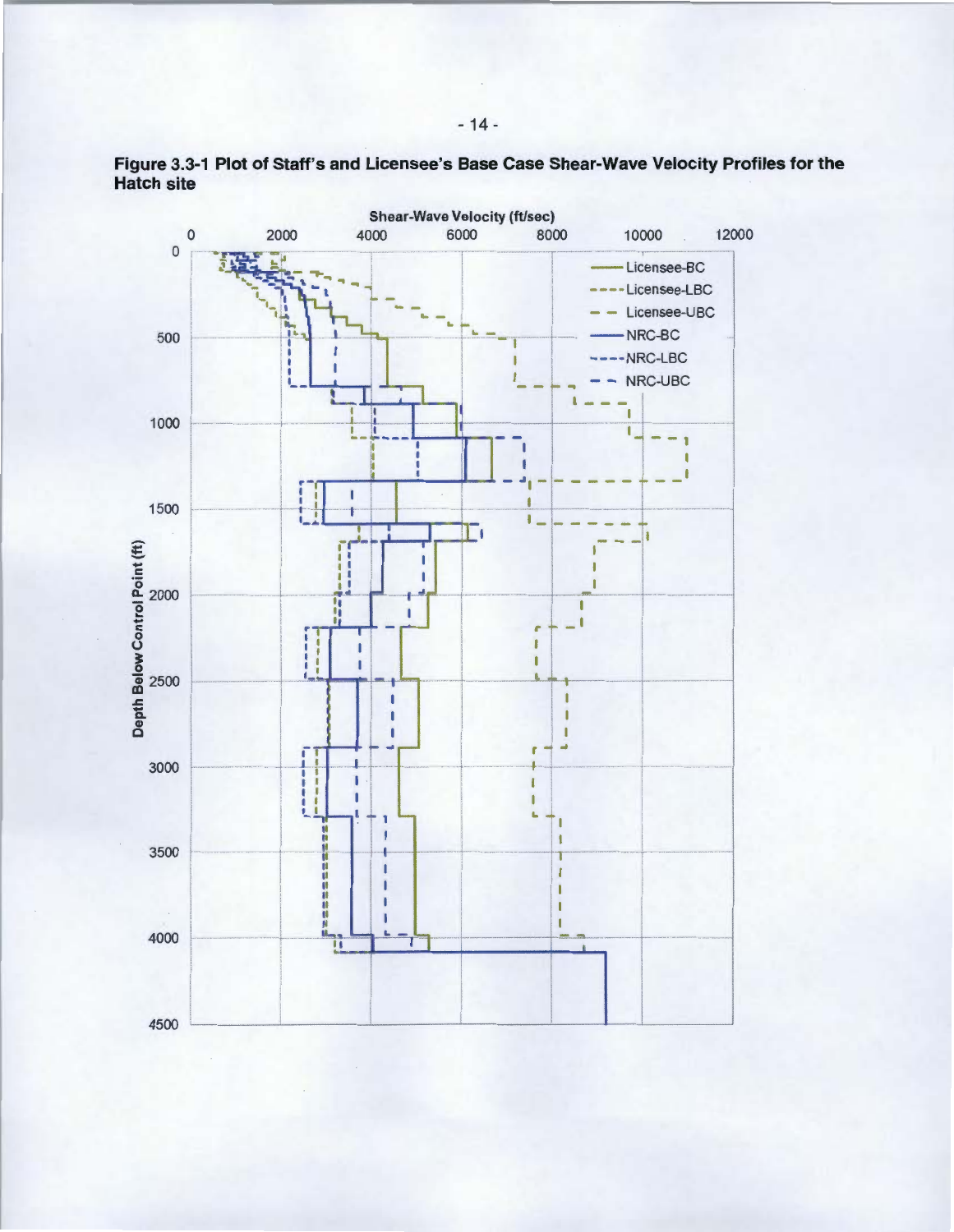**Figure 3.3-1 Plot of Staff's and Licensee's Base Case Shear-Wave Velocity Profiles for the Hatch site**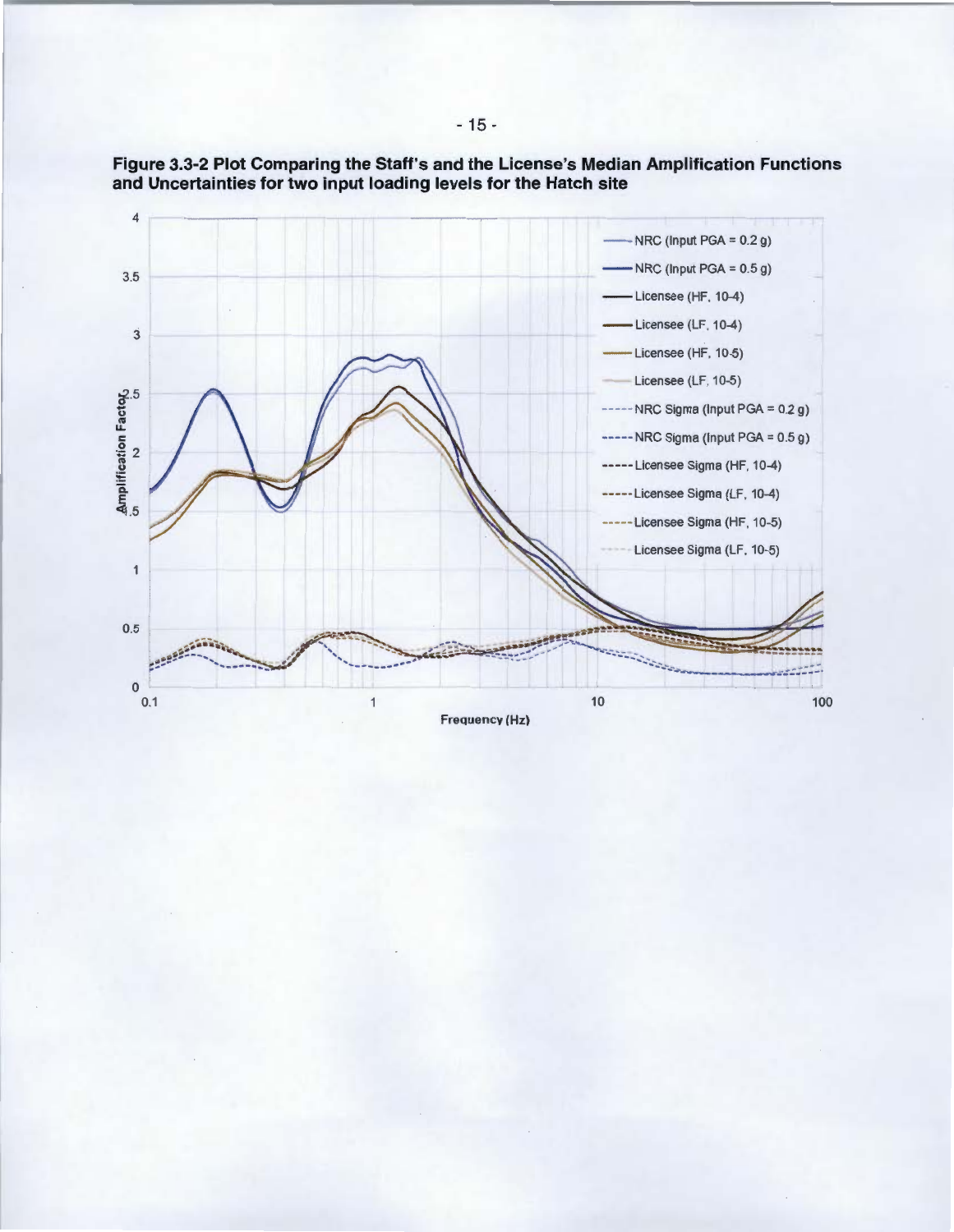**Figure 3.3-2 Plot Comparing the Staff's and the License's Median Amplification Functions and Uncertainties for two input loading levels for the Hatch site**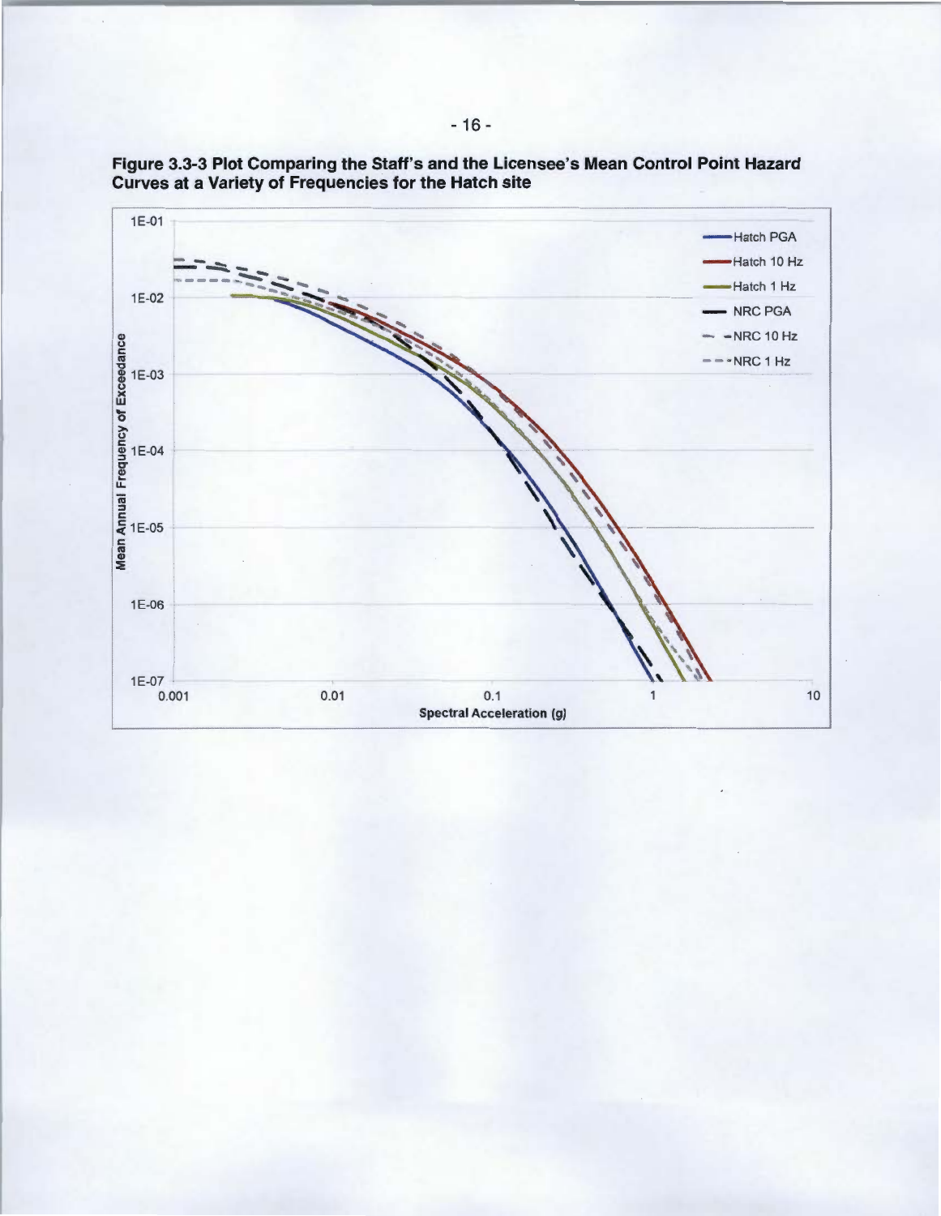**Figure 3.3-3 Plot Comparing the Staff's and the Licensee's Mean Control Point Hazard Curves at a Variety of Frequencies for the Hatch site**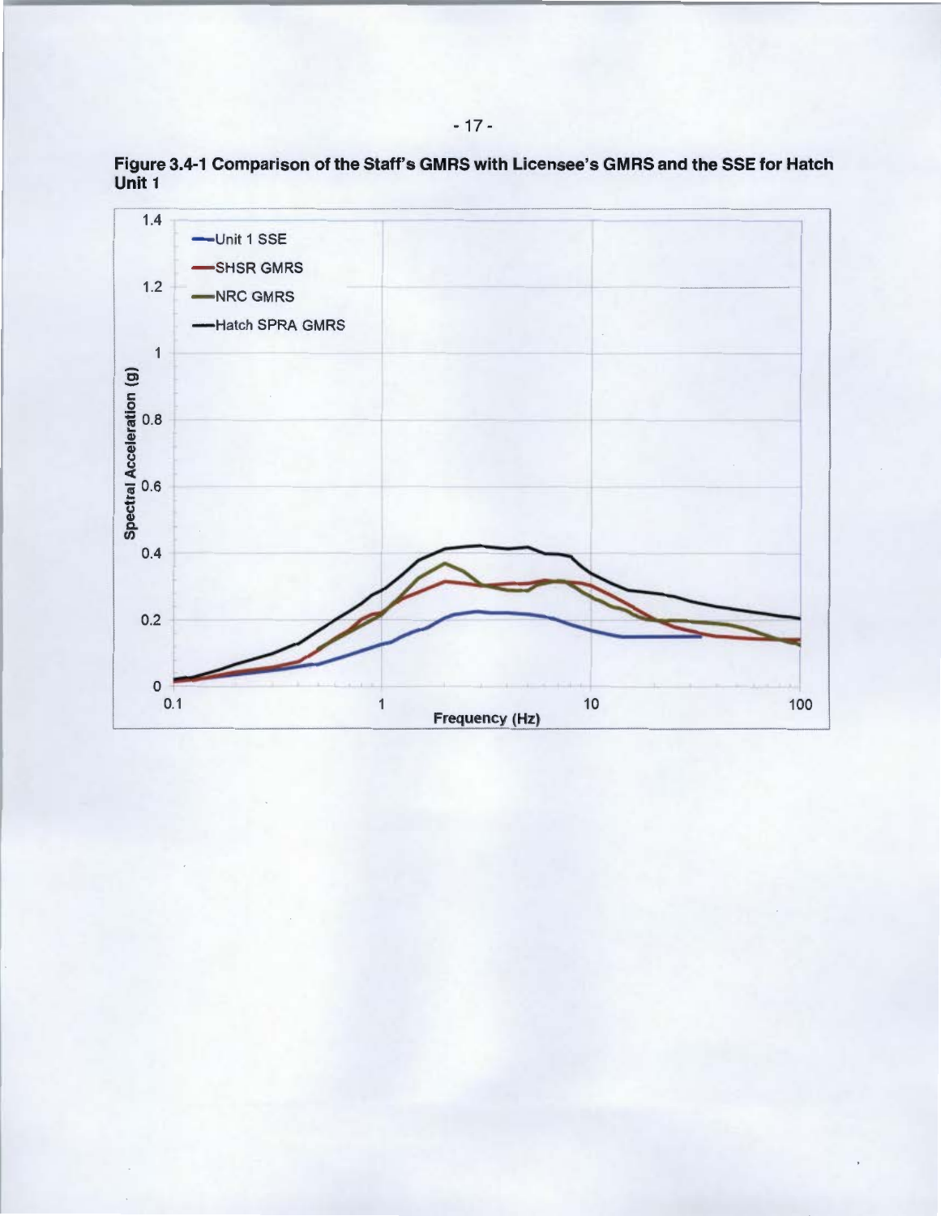**Figure 3.4-1 Comparison of the Staff's GMRS with Licensee's GMRS and the SSE for Hatch Unit 1**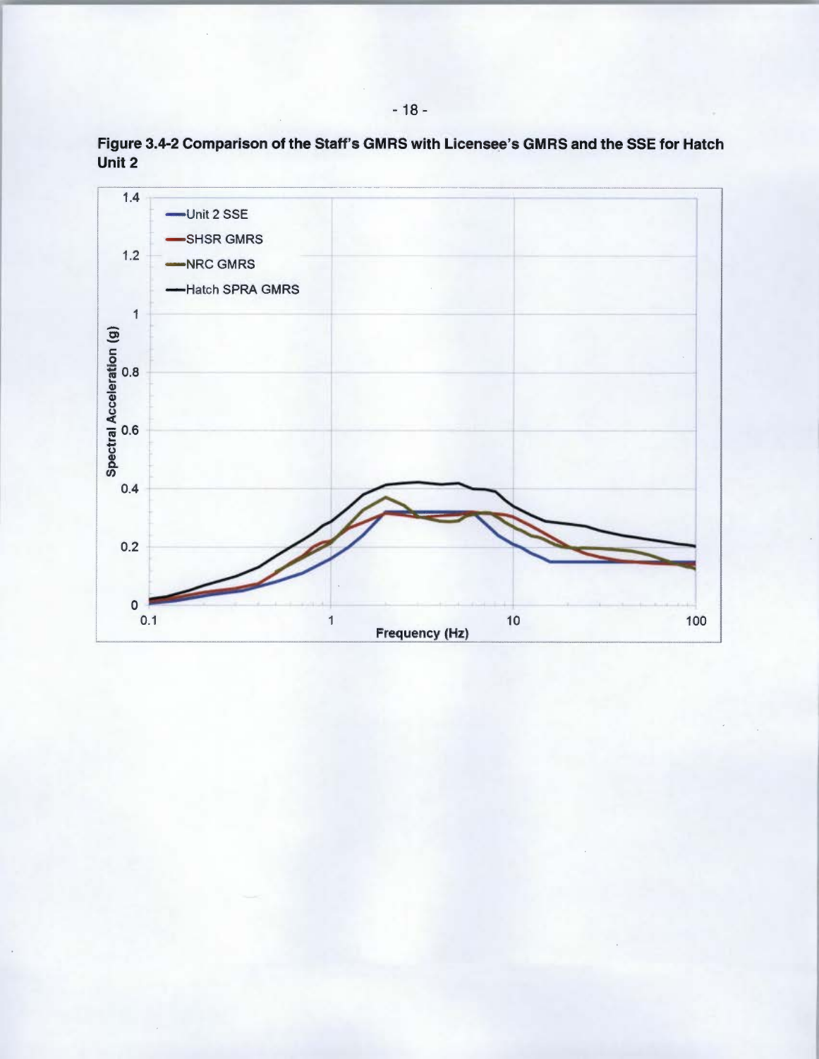**Figure 3.4-2 Comparison of the Staff's GMRS with Licensee's GMRS and the SSE for Hatch Unit 2**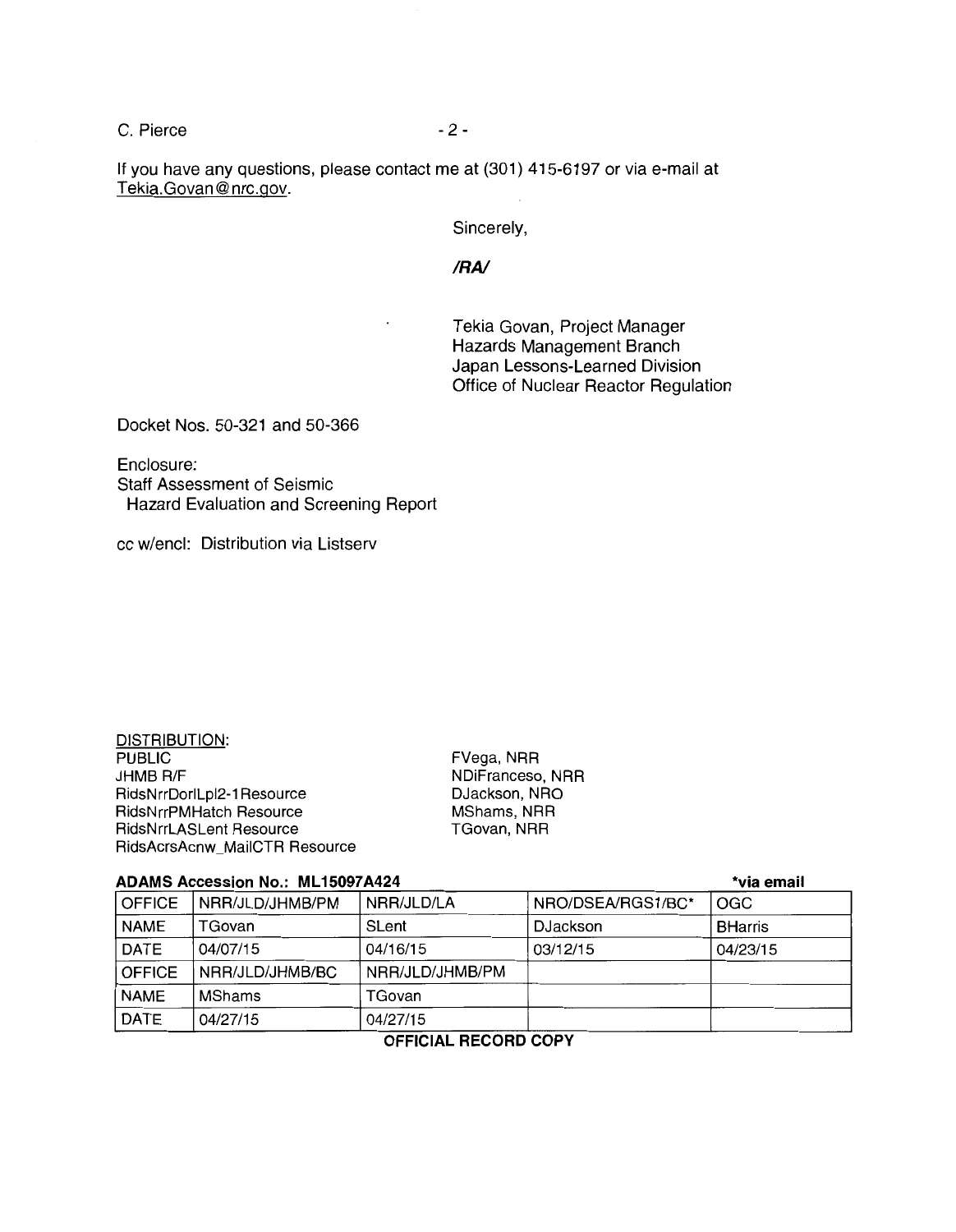If you have any questions, please contact me at (301) 415-6197 or via e-mail at Tekia.Govan@nrc.gov.

Sincerely,

***/RA/***

Tekia Govan, Project Manager
Hazards Management Branch
Japan Lessons-Learned Division
Office of Nuclear Reactor Regulation

Docket Nos. 50-321 and 50-366

Enclosure:
Staff Assessment of Seismic
Hazard Evaluation and Screening Report

cc w/encl: Distribution via Listserv

DISTRIBUTION:
PUBLIC
JHMB R/F
RidsNrrDorlLpl2-1Resource
RidsNrrPMHatch Resource
RidsNrrLASLent Resource
RidsAcrsAcnw_MailCTR Resource
FVega, NRR
NDiFranceso, NRR
DJackson, NRO
MShams, NRR
TGovan, NRR

**ADAMS Accession No.: ML15097A424** **\*via email**

| OFFICE | NRR/JLD/JHMB/PM | NRR/JLD/LA | NRO/DSEA/RGS1/BC* | OGC |
|---|---|---|---|---|
| NAME | TGovan | SLent | DJackson | BHarris |
| DATE | 04/07/15 | 04/16/15 | 03/12/15 | 04/23/15 |
| OFFICE | NRR/JLD/JHMB/BC | NRR/JLD/JHMB/PM | | |
| NAME | MShams | TGovan | | |
| DATE | 04/27/15 | 04/27/15 | | |

**OFFICIAL RECORD COPY**